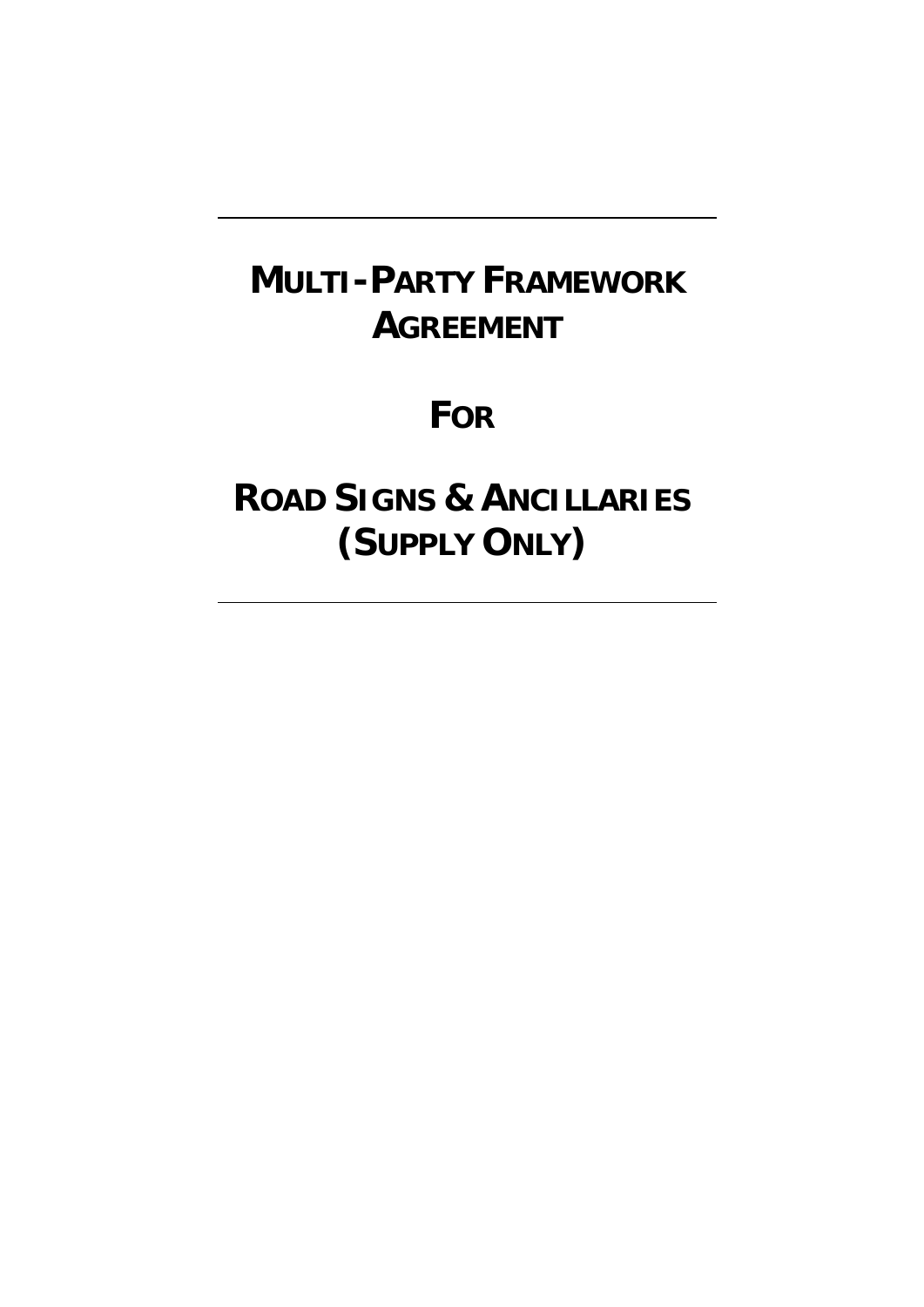---

# MULTI-PARTY FRAMEWORK AGREEMENT

# FOR

# ROAD SIGNS & ANCILLARIES (SUPPLY ONLY)

---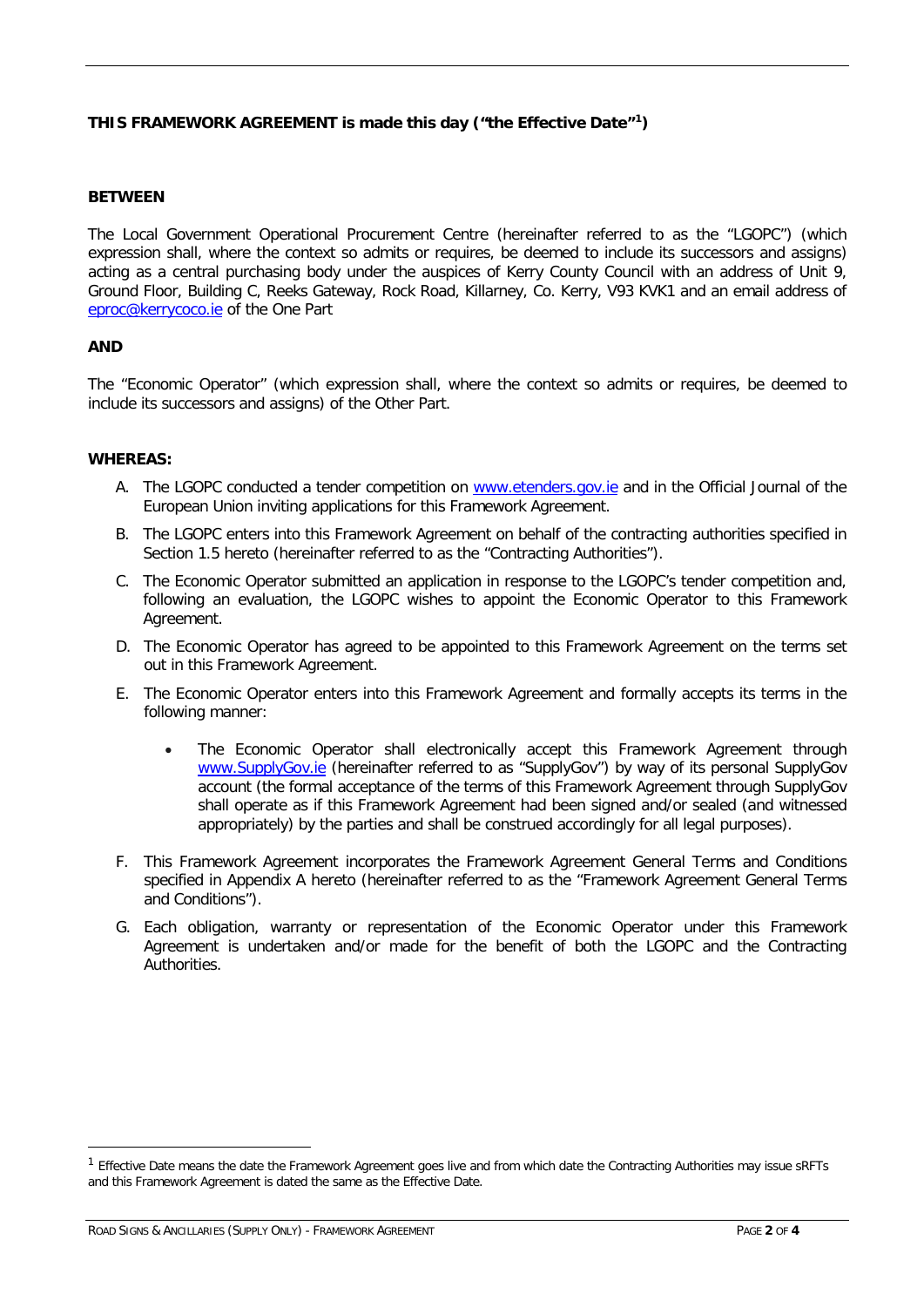**THIS FRAMEWORK AGREEMENT is made this day ("the Effective Date"[1])**

**BETWEEN**

The Local Government Operational Procurement Centre (hereinafter referred to as the "LGOPC") (which expression shall, where the context so admits or requires, be deemed to include its successors and assigns) acting as a central purchasing body under the auspices of Kerry County Council with an address of Unit 9, Ground Floor, Building C, Reeks Gateway, Rock Road, Killarney, Co. Kerry, V93 KVK1 and an email address of eproc@kerrycoco.ie of the One Part

**AND**

The "Economic Operator" (which expression shall, where the context so admits or requires, be deemed to include its successors and assigns) of the Other Part.

**WHEREAS:**

A. The LGOPC conducted a tender competition on www.etenders.gov.ie and in the Official Journal of the European Union inviting applications for this Framework Agreement.

B. The LGOPC enters into this Framework Agreement on behalf of the contracting authorities specified in Section 1.5 hereto (hereinafter referred to as the "Contracting Authorities").

C. The Economic Operator submitted an application in response to the LGOPC's tender competition and, following an evaluation, the LGOPC wishes to appoint the Economic Operator to this Framework Agreement.

D. The Economic Operator has agreed to be appointed to this Framework Agreement on the terms set out in this Framework Agreement.

E. The Economic Operator enters into this Framework Agreement and formally accepts its terms in the following manner:

    - The Economic Operator shall electronically accept this Framework Agreement through www.SupplyGov.ie (hereinafter referred to as "SupplyGov") by way of its personal SupplyGov account (the formal acceptance of the terms of this Framework Agreement through SupplyGov shall operate as if this Framework Agreement had been signed and/or sealed (and witnessed appropriately) by the parties and shall be construed accordingly for all legal purposes).

F. This Framework Agreement incorporates the Framework Agreement General Terms and Conditions specified in Appendix A hereto (hereinafter referred to as the "Framework Agreement General Terms and Conditions").

G. Each obligation, warranty or representation of the Economic Operator under this Framework Agreement is undertaken and/or made for the benefit of both the LGOPC and the Contracting Authorities.

[1] Effective Date means the date the Framework Agreement goes live and from which date the Contracting Authorities may issue sRFTs and this Framework Agreement is dated the same as the Effective Date.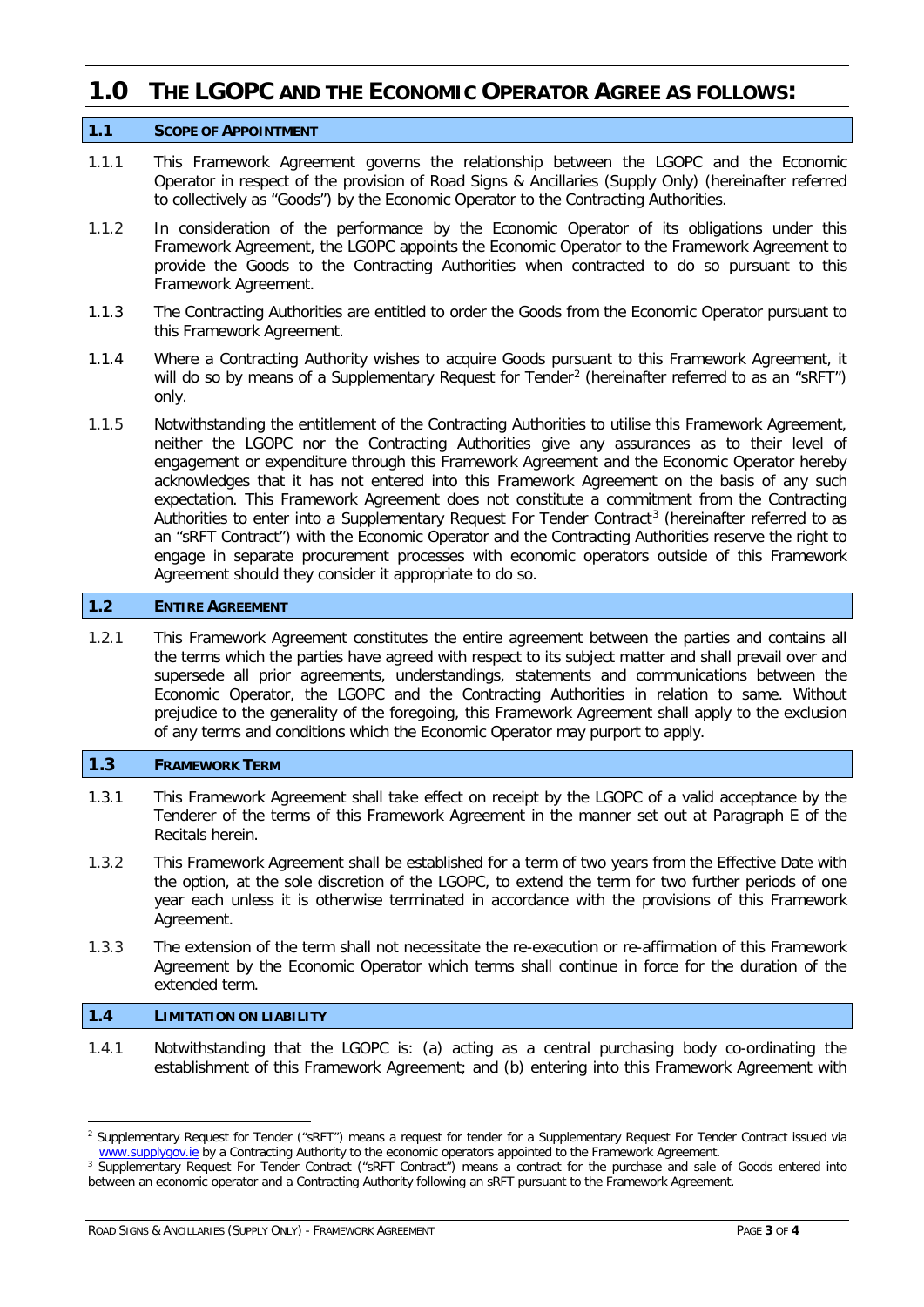# 1.0 THE LGOPC AND THE ECONOMIC OPERATOR AGREE AS FOLLOWS:

## 1.1 SCOPE OF APPOINTMENT

1.1.1 This Framework Agreement governs the relationship between the LGOPC and the Economic Operator in respect of the provision of Road Signs & Ancillaries (Supply Only) (hereinafter referred to collectively as "Goods") by the Economic Operator to the Contracting Authorities.

1.1.2 In consideration of the performance by the Economic Operator of its obligations under this Framework Agreement, the LGOPC appoints the Economic Operator to the Framework Agreement to provide the Goods to the Contracting Authorities when contracted to do so pursuant to this Framework Agreement.

1.1.3 The Contracting Authorities are entitled to order the Goods from the Economic Operator pursuant to this Framework Agreement.

1.1.4 Where a Contracting Authority wishes to acquire Goods pursuant to this Framework Agreement, it will do so by means of a Supplementary Request for Tender[2] (hereinafter referred to as an "sRFT") only.

1.1.5 Notwithstanding the entitlement of the Contracting Authorities to utilise this Framework Agreement, neither the LGOPC nor the Contracting Authorities give any assurances as to their level of engagement or expenditure through this Framework Agreement and the Economic Operator hereby acknowledges that it has not entered into this Framework Agreement on the basis of any such expectation. This Framework Agreement does not constitute a commitment from the Contracting Authorities to enter into a Supplementary Request For Tender Contract[3] (hereinafter referred to as an "sRFT Contract") with the Economic Operator and the Contracting Authorities reserve the right to engage in separate procurement processes with economic operators outside of this Framework Agreement should they consider it appropriate to do so.

## 1.2 ENTIRE AGREEMENT

1.2.1 This Framework Agreement constitutes the entire agreement between the parties and contains all the terms which the parties have agreed with respect to its subject matter and shall prevail over and supersede all prior agreements, understandings, statements and communications between the Economic Operator, the LGOPC and the Contracting Authorities in relation to same. Without prejudice to the generality of the foregoing, this Framework Agreement shall apply to the exclusion of any terms and conditions which the Economic Operator may purport to apply.

## 1.3 FRAMEWORK TERM

1.3.1 This Framework Agreement shall take effect on receipt by the LGOPC of a valid acceptance by the Tenderer of the terms of this Framework Agreement in the manner set out at Paragraph E of the Recitals herein.

1.3.2 This Framework Agreement shall be established for a term of two years from the Effective Date with the option, at the sole discretion of the LGOPC, to extend the term for two further periods of one year each unless it is otherwise terminated in accordance with the provisions of this Framework Agreement.

1.3.3 The extension of the term shall not necessitate the re-execution or re-affirmation of this Framework Agreement by the Economic Operator which terms shall continue in force for the duration of the extended term.

## 1.4 LIMITATION ON LIABILITY

1.4.1 Notwithstanding that the LGOPC is: (a) acting as a central purchasing body co-ordinating the establishment of this Framework Agreement; and (b) entering into this Framework Agreement with

---

[2] Supplementary Request for Tender ("sRFT") means a request for tender for a Supplementary Request For Tender Contract issued via www.supplygov.ie by a Contracting Authority to the economic operators appointed to the Framework Agreement.

[3] Supplementary Request For Tender Contract ("sRFT Contract") means a contract for the purchase and sale of Goods entered into between an economic operator and a Contracting Authority following an sRFT pursuant to the Framework Agreement.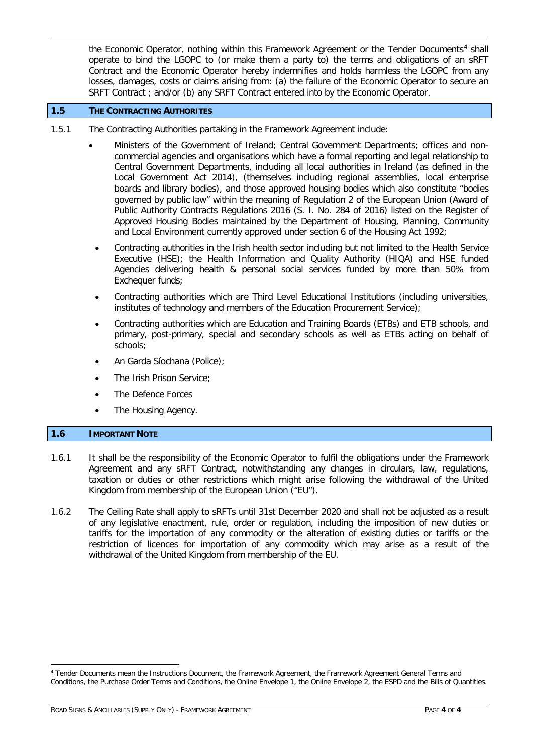the Economic Operator, nothing within this Framework Agreement or the Tender Documents[4] shall operate to bind the LGOPC to (or make them a party to) the terms and obligations of an sRFT Contract and the Economic Operator hereby indemnifies and holds harmless the LGOPC from any losses, damages, costs or claims arising from: (a) the failure of the Economic Operator to secure an SRFT Contract ; and/or (b) any SRFT Contract entered into by the Economic Operator.

## 1.5 THE CONTRACTING AUTHORITIES

1.5.1 The Contracting Authorities partaking in the Framework Agreement include:

- Ministers of the Government of Ireland; Central Government Departments; offices and non-commercial agencies and organisations which have a formal reporting and legal relationship to Central Government Departments, including all local authorities in Ireland (as defined in the Local Government Act 2014), (themselves including regional assemblies, local enterprise boards and library bodies), and those approved housing bodies which also constitute "bodies governed by public law" within the meaning of Regulation 2 of the European Union (Award of Public Authority Contracts Regulations 2016 (S. I. No. 284 of 2016) listed on the Register of Approved Housing Bodies maintained by the Department of Housing, Planning, Community and Local Environment currently approved under section 6 of the Housing Act 1992;
- Contracting authorities in the Irish health sector including but not limited to the Health Service Executive (HSE); the Health Information and Quality Authority (HIQA) and HSE funded Agencies delivering health & personal social services funded by more than 50% from Exchequer funds;
- Contracting authorities which are Third Level Educational Institutions (including universities, institutes of technology and members of the Education Procurement Service);
- Contracting authorities which are Education and Training Boards (ETBs) and ETB schools, and primary, post-primary, special and secondary schools as well as ETBs acting on behalf of schools;
- An Garda Síochana (Police);
- The Irish Prison Service;
- The Defence Forces
- The Housing Agency.

## 1.6 IMPORTANT NOTE

1.6.1 It shall be the responsibility of the Economic Operator to fulfil the obligations under the Framework Agreement and any sRFT Contract, notwithstanding any changes in circulars, law, regulations, taxation or duties or other restrictions which might arise following the withdrawal of the United Kingdom from membership of the European Union ("EU").

1.6.2 The Ceiling Rate shall apply to sRFTs until 31st December 2020 and shall not be adjusted as a result of any legislative enactment, rule, order or regulation, including the imposition of new duties or tariffs for the importation of any commodity or the alteration of existing duties or tariffs or the restriction of licences for importation of any commodity which may arise as a result of the withdrawal of the United Kingdom from membership of the EU.

---

[4] Tender Documents mean the Instructions Document, the Framework Agreement, the Framework Agreement General Terms and Conditions, the Purchase Order Terms and Conditions, the Online Envelope 1, the Online Envelope 2, the ESPD and the Bills of Quantities.